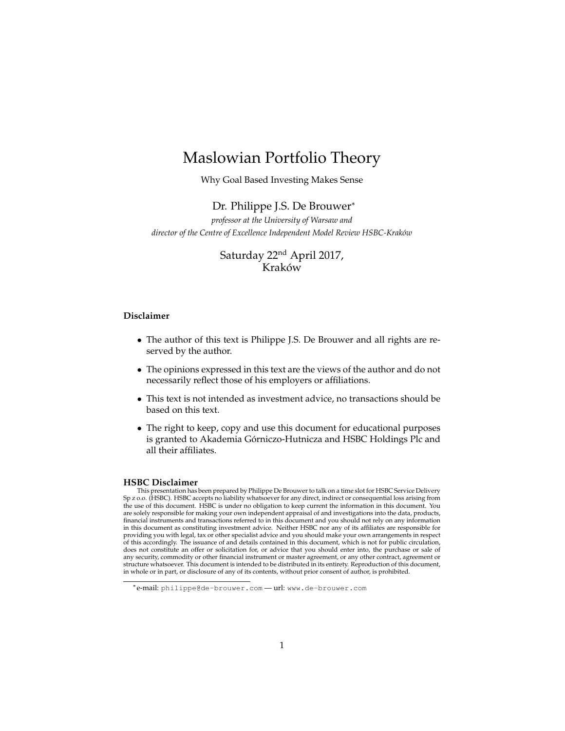# Maslowian Portfolio Theory

Why Goal Based Investing Makes Sense

Dr. Philippe J.S. De Brouwer*

*professor at the University of Warsaw and*
*director of the Centre of Excellence Independent Model Review HSBC-Kraków*

Saturday 22nd April 2017,
Kraków

**Disclaimer**

- The author of this text is Philippe J.S. De Brouwer and all rights are reserved by the author.
- The opinions expressed in this text are the views of the author and do not necessarily reflect those of his employers or affiliations.
- This text is not intended as investment advice, no transactions should be based on this text.
- The right to keep, copy and use this document for educational purposes is granted to Akademia Górniczo-Hutnicza and HSBC Holdings Plc and all their affiliates.

**HSBC Disclaimer**

This presentation has been prepared by Philippe De Brouwer to talk on a time slot for HSBC Service Delivery Sp z o.o. (HSBC). HSBC accepts no liability whatsoever for any direct, indirect or consequential loss arising from the use of this document. HSBC is under no obligation to keep current the information in this document. You are solely responsible for making your own independent appraisal of and investigations into the data, products, financial instruments and transactions referred to in this document and you should not rely on any information in this document as constituting investment advice. Neither HSBC nor any of its affiliates are responsible for providing you with legal, tax or other specialist advice and you should make your own arrangements in respect of this accordingly. The issuance of and details contained in this document, which is not for public circulation, does not constitute an offer or solicitation for, or advice that you should enter into, the purchase or sale of any security, commodity or other financial instrument or master agreement, or any other contract, agreement or structure whatsoever. This document is intended to be distributed in its entirety. Reproduction of this document, in whole or in part, or disclosure of any of its contents, without prior consent of author, is prohibited.

---

*e-mail: philippe@de-brouwer.com — url: www.de-brouwer.com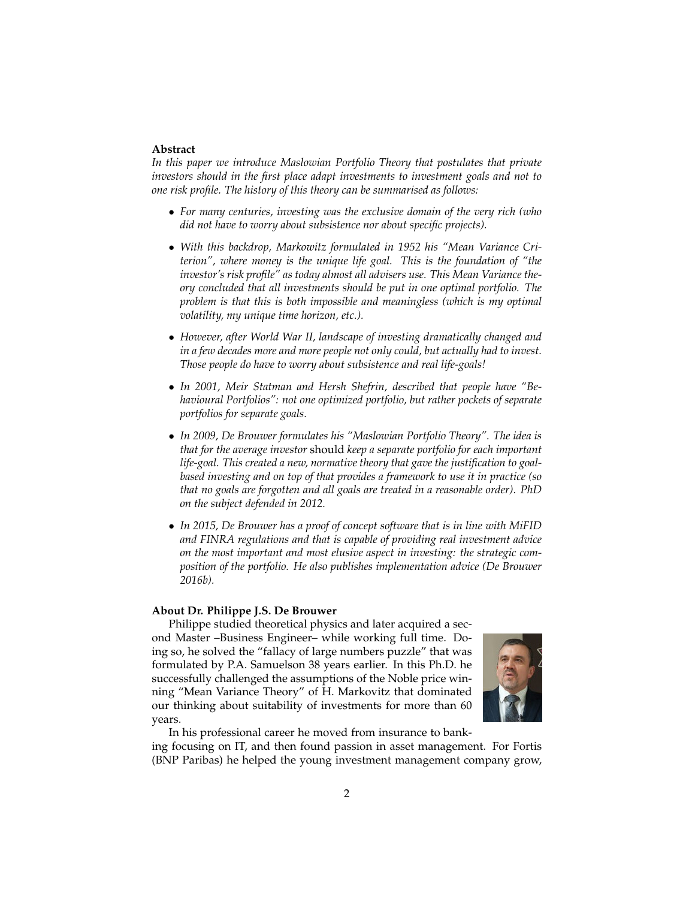**Abstract**

*In this paper we introduce Maslowian Portfolio Theory that postulates that private investors should in the first place adapt investments to investment goals and not to one risk profile. The history of this theory can be summarised as follows:*

- *For many centuries, investing was the exclusive domain of the very rich (who did not have to worry about subsistence nor about specific projects).*
- *With this backdrop, Markowitz formulated in 1952 his "Mean Variance Criterion", where money is the unique life goal. This is the foundation of "the investor's risk profile" as today almost all advisers use. This Mean Variance theory concluded that all investments should be put in one optimal portfolio. The problem is that this is both impossible and meaningless (which is my optimal volatility, my unique time horizon, etc.).*
- *However, after World War II, landscape of investing dramatically changed and in a few decades more and more people not only could, but actually had to invest. Those people do have to worry about subsistence and real life-goals!*
- *In 2001, Meir Statman and Hersh Shefrin, described that people have "Behavioural Portfolios": not one optimized portfolio, but rather pockets of separate portfolios for separate goals.*
- *In 2009, De Brouwer formulates his "Maslowian Portfolio Theory". The idea is that for the average investor* should *keep a separate portfolio for each important life-goal. This created a new, normative theory that gave the justification to goal-based investing and on top of that provides a framework to use it in practice (so that no goals are forgotten and all goals are treated in a reasonable order). PhD on the subject defended in 2012.*
- *In 2015, De Brouwer has a proof of concept software that is in line with MiFID and FINRA regulations and that is capable of providing real investment advice on the most important and most elusive aspect in investing: the strategic composition of the portfolio. He also publishes implementation advice (De Brouwer 2016b).*

**About Dr. Philippe J.S. De Brouwer**

Philippe studied theoretical physics and later acquired a second Master –Business Engineer– while working full time. Doing so, he solved the "fallacy of large numbers puzzle" that was formulated by P.A. Samuelson 38 years earlier. In this Ph.D. he successfully challenged the assumptions of the Noble price winning "Mean Variance Theory" of H. Markovitz that dominated our thinking about suitability of investments for more than 60 years.

In his professional career he moved from insurance to banking focusing on IT, and then found passion in asset management. For Fortis (BNP Paribas) he helped the young investment management company grow,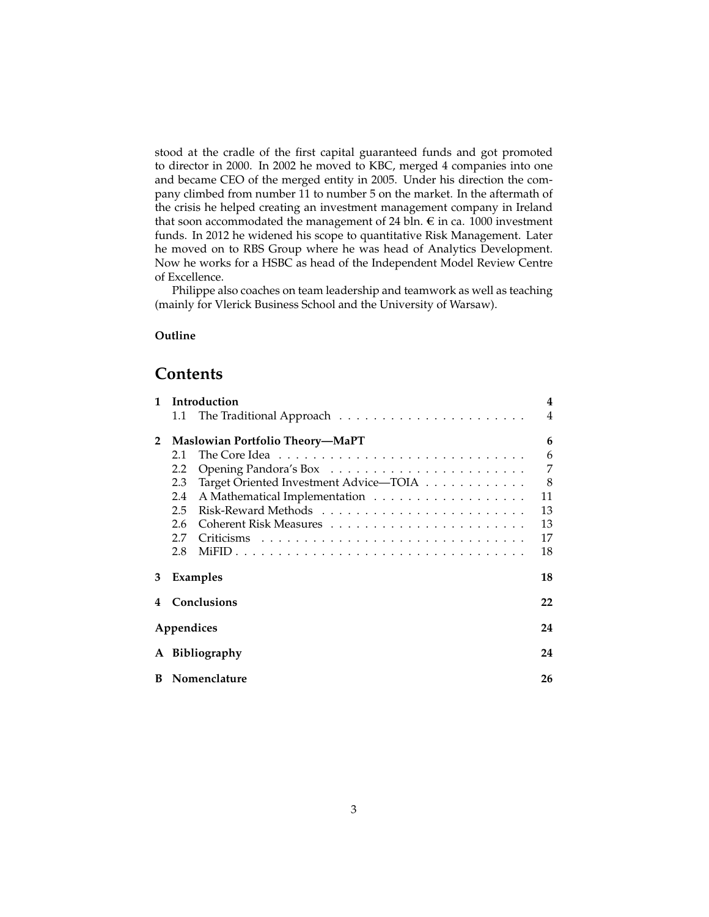stood at the cradle of the first capital guaranteed funds and got promoted to director in 2000. In 2002 he moved to KBC, merged 4 companies into one and became CEO of the merged entity in 2005. Under his direction the company climbed from number 11 to number 5 on the market. In the aftermath of the crisis he helped creating an investment management company in Ireland that soon accommodated the management of 24 bln. € in ca. 1000 investment funds. In 2012 he widened his scope to quantitative Risk Management. Later he moved on to RBS Group where he was head of Analytics Development. Now he works for a HSBC as head of the Independent Model Review Centre of Excellence.

Philippe also coaches on team leadership and teamwork as well as teaching (mainly for Vlerick Business School and the University of Warsaw).

**Outline**

# Contents

- **1 Introduction** — 4
  - 1.1 The Traditional Approach — 4
- **2 Maslowian Portfolio Theory—MaPT** — 6
  - 2.1 The Core Idea — 6
  - 2.2 Opening Pandora's Box — 7
  - 2.3 Target Oriented Investment Advice—TOIA — 8
  - 2.4 A Mathematical Implementation — 11
  - 2.5 Risk-Reward Methods — 13
  - 2.6 Coherent Risk Measures — 13
  - 2.7 Criticisms — 17
  - 2.8 MiFID — 18
- **3 Examples** — 18
- **4 Conclusions** — 22
- **Appendices** — 24
- **A Bibliography** — 24
- **B Nomenclature** — 26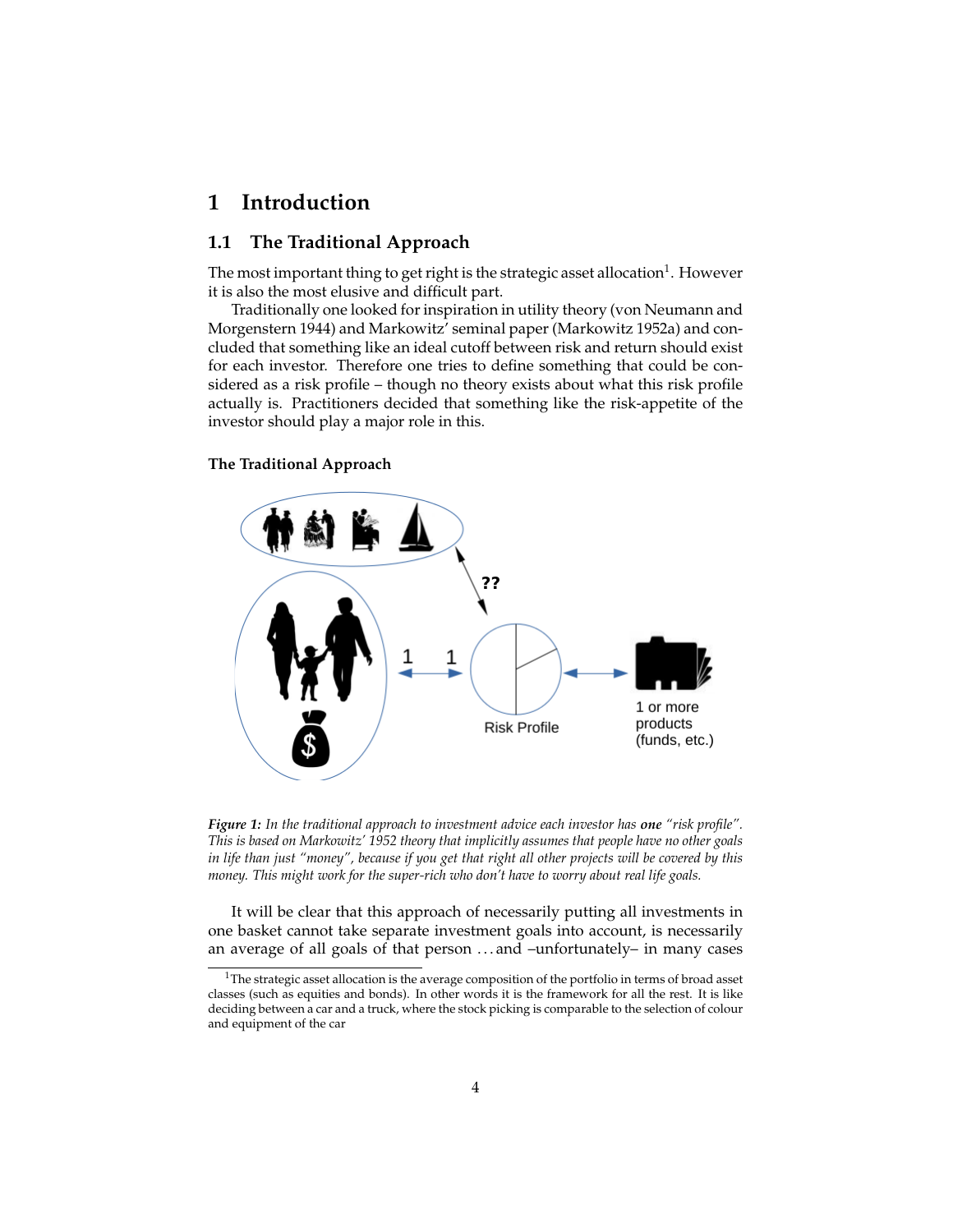# 1 Introduction

## 1.1 The Traditional Approach

The most important thing to get right is the strategic asset allocation[1]. However it is also the most elusive and difficult part.

Traditionally one looked for inspiration in utility theory (von Neumann and Morgenstern 1944) and Markowitz' seminal paper (Markowitz 1952a) and concluded that something like an ideal cutoff between risk and return should exist for each investor. Therefore one tries to define something that could be considered as a risk profile – though no theory exists about what this risk profile actually is. Practitioners decided that something like the risk-appetite of the investor should play a major role in this.

**The Traditional Approach**

??

1 1

Risk Profile

1 or more products (funds, etc.)

***Figure 1:*** *In the traditional approach to investment advice each investor has* ***one*** *"risk profile". This is based on Markowitz' 1952 theory that implicitly assumes that people have no other goals in life than just "money", because if you get that right all other projects will be covered by this money. This might work for the super-rich who don't have to worry about real life goals.*

It will be clear that this approach of necessarily putting all investments in one basket cannot take separate investment goals into account, is necessarily an average of all goals of that person ... and –unfortunately– in many cases

[1] The strategic asset allocation is the average composition of the portfolio in terms of broad asset classes (such as equities and bonds). In other words it is the framework for all the rest. It is like deciding between a car and a truck, where the stock picking is comparable to the selection of colour and equipment of the car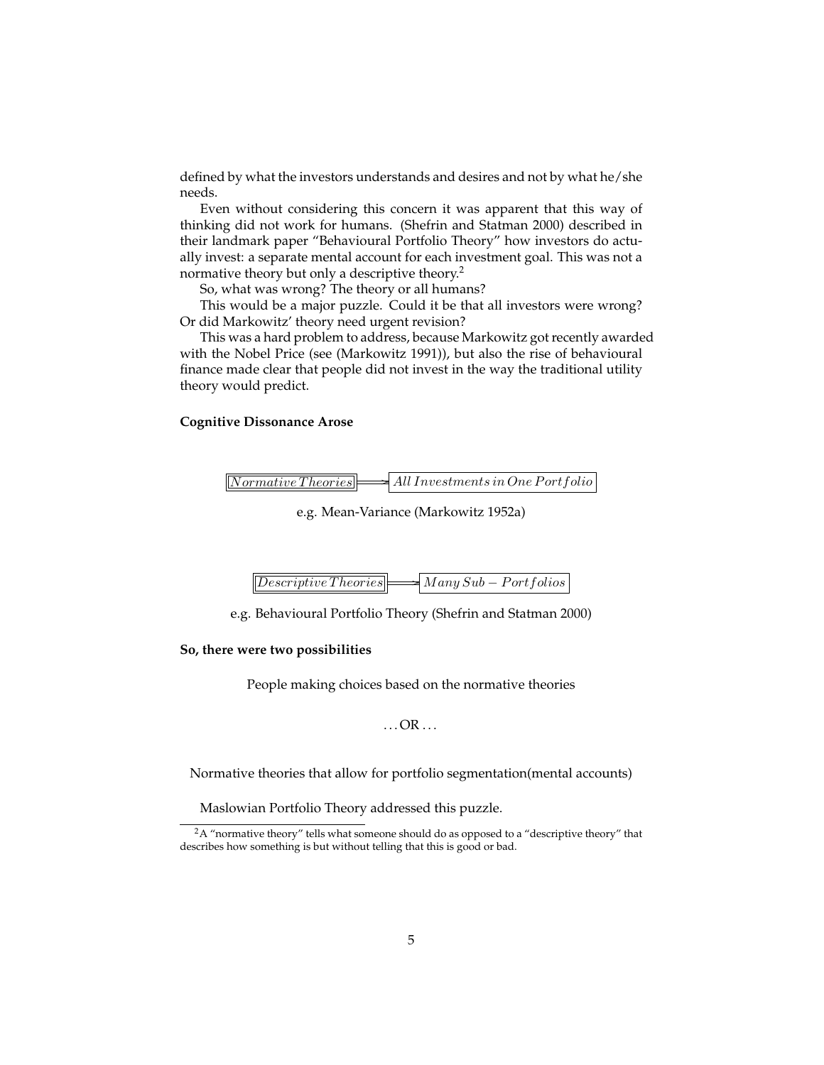defined by what the investors understands and desires and not by what he/she needs.

Even without considering this concern it was apparent that this way of thinking did not work for humans. (Shefrin and Statman 2000) described in their landmark paper "Behavioural Portfolio Theory" how investors do actually invest: a separate mental account for each investment goal. This was not a normative theory but only a descriptive theory.[2]

So, what was wrong? The theory or all humans?

This would be a major puzzle. Could it be that all investors were wrong? Or did Markowitz' theory need urgent revision?

This was a hard problem to address, because Markowitz got recently awarded with the Nobel Price (see (Markowitz 1991)), but also the rise of behavioural finance made clear that people did not invest in the way the traditional utility theory would predict.

**Cognitive Dissonance Arose**

$$\boxed{Normative\,Theories} \Longrightarrow \boxed{All\,Investments\,in\,One\,Portfolio}$$

e.g. Mean-Variance (Markowitz 1952a)

$$\boxed{Descriptive\,Theories} \Longrightarrow \boxed{Many\,Sub-Portfolios}$$

e.g. Behavioural Portfolio Theory (Shefrin and Statman 2000)

**So, there were two possibilities**

People making choices based on the normative theories

. . . OR . . .

Normative theories that allow for portfolio segmentation(mental accounts)

Maslowian Portfolio Theory addressed this puzzle.

[2] A "normative theory" tells what someone should do as opposed to a "descriptive theory" that describes how something is but without telling that this is good or bad.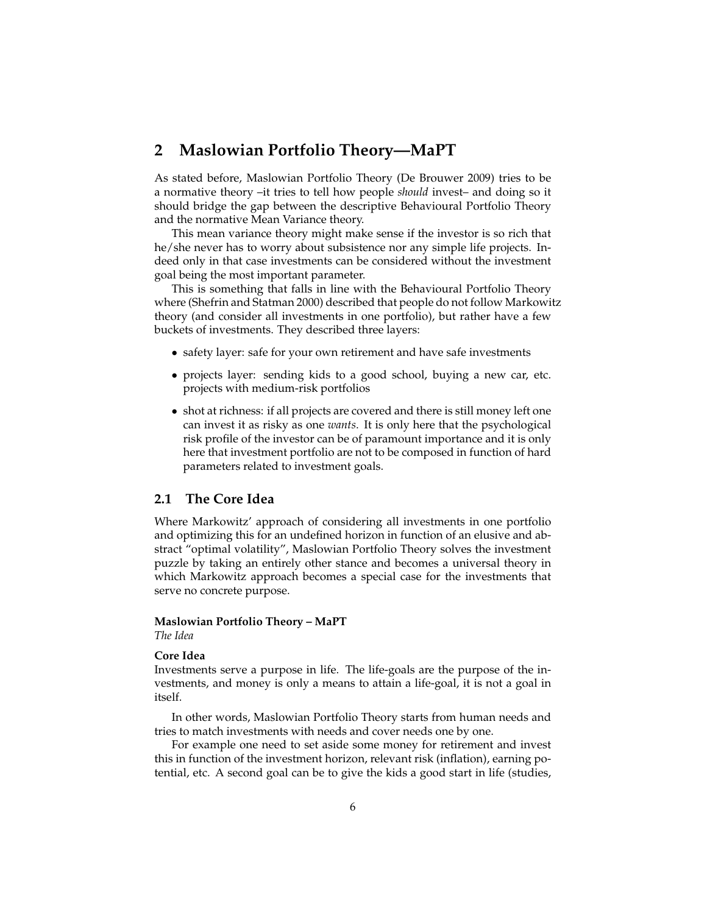# 2 Maslowian Portfolio Theory—MaPT

As stated before, Maslowian Portfolio Theory (De Brouwer 2009) tries to be a normative theory –it tries to tell how people *should* invest– and doing so it should bridge the gap between the descriptive Behavioural Portfolio Theory and the normative Mean Variance theory.

This mean variance theory might make sense if the investor is so rich that he/she never has to worry about subsistence nor any simple life projects. Indeed only in that case investments can be considered without the investment goal being the most important parameter.

This is something that falls in line with the Behavioural Portfolio Theory where (Shefrin and Statman 2000) described that people do not follow Markowitz theory (and consider all investments in one portfolio), but rather have a few buckets of investments. They described three layers:

- safety layer: safe for your own retirement and have safe investments
- projects layer: sending kids to a good school, buying a new car, etc. projects with medium-risk portfolios
- shot at richness: if all projects are covered and there is still money left one can invest it as risky as one *wants*. It is only here that the psychological risk profile of the investor can be of paramount importance and it is only here that investment portfolio are not to be composed in function of hard parameters related to investment goals.

## 2.1 The Core Idea

Where Markowitz' approach of considering all investments in one portfolio and optimizing this for an undefined horizon in function of an elusive and abstract "optimal volatility", Maslowian Portfolio Theory solves the investment puzzle by taking an entirely other stance and becomes a universal theory in which Markowitz approach becomes a special case for the investments that serve no concrete purpose.

**Maslowian Portfolio Theory – MaPT**
*The Idea*

**Core Idea**
Investments serve a purpose in life. The life-goals are the purpose of the investments, and money is only a means to attain a life-goal, it is not a goal in itself.

In other words, Maslowian Portfolio Theory starts from human needs and tries to match investments with needs and cover needs one by one.

For example one need to set aside some money for retirement and invest this in function of the investment horizon, relevant risk (inflation), earning potential, etc. A second goal can be to give the kids a good start in life (studies,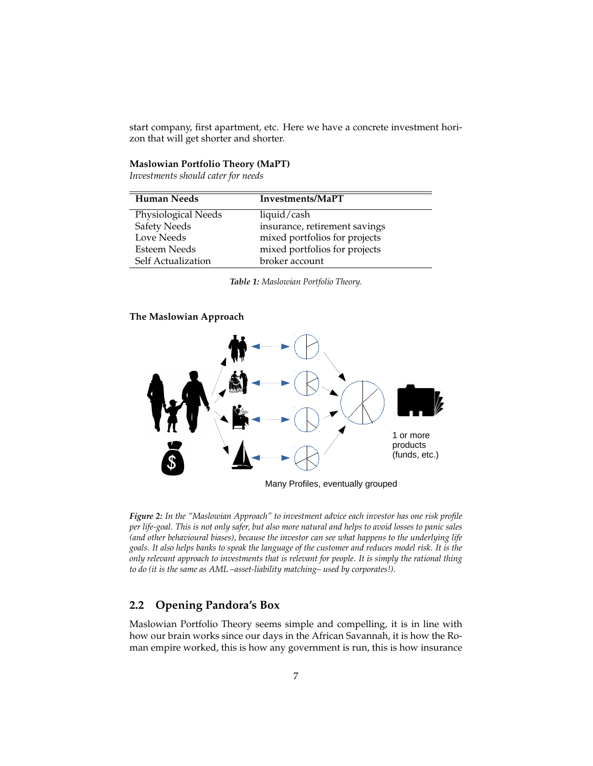start company, first apartment, etc. Here we have a concrete investment horizon that will get shorter and shorter.

**Maslowian Portfolio Theory (MaPT)**
*Investments should cater for needs*

| Human Needs | Investments/MaPT |
|---|---|
| Physiological Needs | liquid/cash |
| Safety Needs | insurance, retirement savings |
| Love Needs | mixed portfolios for projects |
| Esteem Needs | mixed portfolios for projects |
| Self Actualization | broker account |

***Table 1:*** *Maslowian Portfolio Theory.*

**The Maslowian Approach**

1 or more products (funds, etc.)

Many Profiles, eventually grouped

***Figure 2:*** *In the "Maslowian Approach" to investment advice each investor has one risk profile per life-goal. This is not only safer, but also more natural and helps to avoid losses to panic sales (and other behavioural biases), because the investor can see what happens to the underlying life goals. It also helps banks to speak the language of the customer and reduces model risk. It is the only relevant approach to investments that is relevant for people. It is simply the rational thing to do (it is the same as AML –asset-liability matching– used by corporates!).*

## 2.2 Opening Pandora's Box

Maslowian Portfolio Theory seems simple and compelling, it is in line with how our brain works since our days in the African Savannah, it is how the Roman empire worked, this is how any government is run, this is how insurance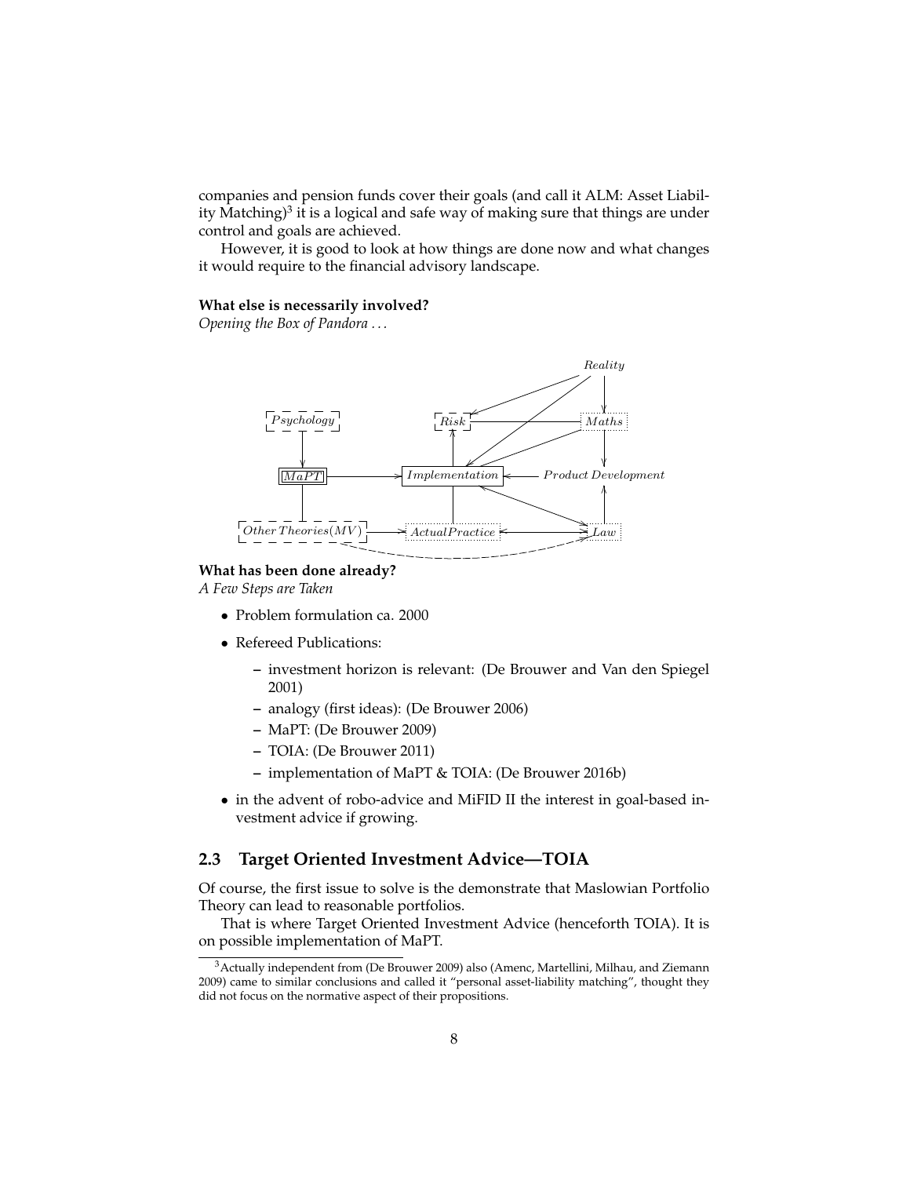companies and pension funds cover their goals (and call it ALM: Asset Liability Matching)[3] it is a logical and safe way of making sure that things are under control and goals are achieved.

However, it is good to look at how things are done now and what changes it would require to the financial advisory landscape.

**What else is necessarily involved?**
*Opening the Box of Pandora . . .*

**What has been done already?**
*A Few Steps are Taken*

- Problem formulation ca. 2000
- Refereed Publications:
  - investment horizon is relevant: (De Brouwer and Van den Spiegel 2001)
  - analogy (first ideas): (De Brouwer 2006)
  - MaPT: (De Brouwer 2009)
  - TOIA: (De Brouwer 2011)
  - implementation of MaPT & TOIA: (De Brouwer 2016b)
- in the advent of robo-advice and MiFID II the interest in goal-based investment advice if growing.

## 2.3 Target Oriented Investment Advice—TOIA

Of course, the first issue to solve is the demonstrate that Maslowian Portfolio Theory can lead to reasonable portfolios.

That is where Target Oriented Investment Advice (henceforth TOIA). It is on possible implementation of MaPT.

[3] Actually independent from (De Brouwer 2009) also (Amenc, Martellini, Milhau, and Ziemann 2009) came to similar conclusions and called it "personal asset-liability matching", thought they did not focus on the normative aspect of their propositions.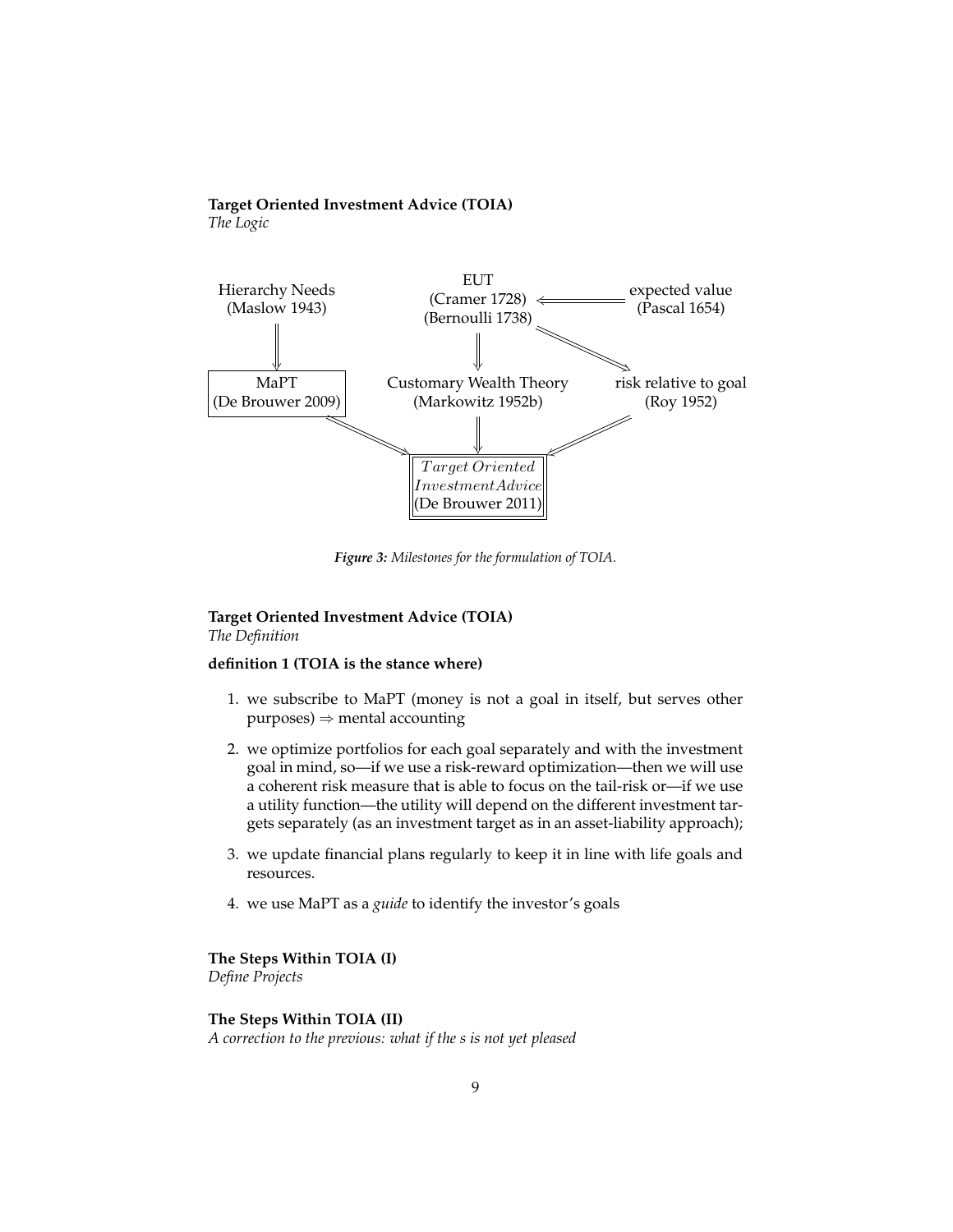**Target Oriented Investment Advice (TOIA)**
*The Logic*

Hierarchy Needs (Maslow 1943)

EUT (Cramer 1728) (Bernoulli 1738)

expected value (Pascal 1654)

MaPT (De Brouwer 2009)

Customary Wealth Theory (Markowitz 1952b)

risk relative to goal (Roy 1952)

*Target Oriented Investment Advice* (De Brouwer 2011)

***Figure 3:*** *Milestones for the formulation of TOIA.*

**Target Oriented Investment Advice (TOIA)**
*The Definition*

**definition 1 (TOIA is the stance where)**

1. we subscribe to MaPT (money is not a goal in itself, but serves other purposes) $\Rightarrow$ mental accounting
2. we optimize portfolios for each goal separately and with the investment goal in mind, so—if we use a risk-reward optimization—then we will use a coherent risk measure that is able to focus on the tail-risk or—if we use a utility function—the utility will depend on the different investment targets separately (as an investment target as in an asset-liability approach);
3. we update financial plans regularly to keep it in line with life goals and resources.
4. we use MaPT as a *guide* to identify the investor's goals

**The Steps Within TOIA (I)**
*Define Projects*

**The Steps Within TOIA (II)**
*A correction to the previous: what if the s is not yet pleased*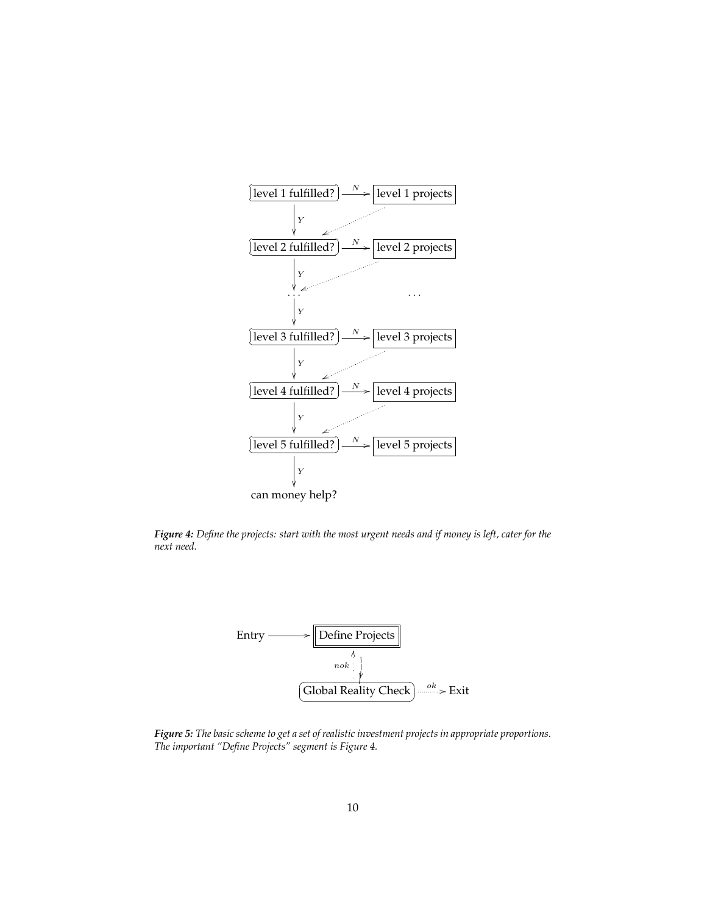level 1 fulfilled? —N→ level 1 projects

↓ Y

level 2 fulfilled? —N→ level 2 projects

↓ Y

. . . . . .

↓ Y

level 3 fulfilled? —N→ level 3 projects

↓ Y

level 4 fulfilled? —N→ level 4 projects

↓ Y

level 5 fulfilled? —N→ level 5 projects

↓ Y

can money help?

***Figure 4:*** *Define the projects: start with the most urgent needs and if money is left, cater for the next need.*

Entry → Define Projects

Global Reality Check (nok → Define Projects) —ok→ Exit

***Figure 5:*** *The basic scheme to get a set of realistic investment projects in appropriate proportions. The important "Define Projects" segment is Figure 4.*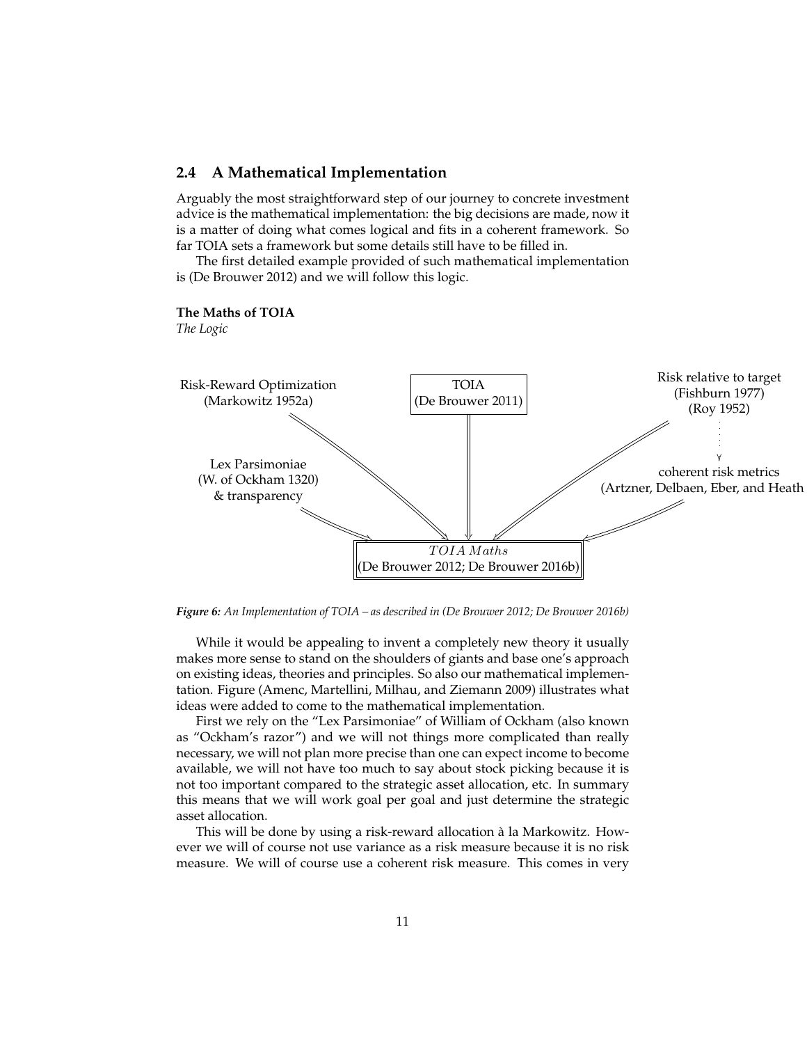## 2.4 A Mathematical Implementation

Arguably the most straightforward step of our journey to concrete investment advice is the mathematical implementation: the big decisions are made, now it is a matter of doing what comes logical and fits in a coherent framework. So far TOIA sets a framework but some details still have to be filled in.

The first detailed example provided of such mathematical implementation is (De Brouwer 2012) and we will follow this logic.

**The Maths of TOIA**
*The Logic*

Risk-Reward Optimization (Markowitz 1952a)

TOIA (De Brouwer 2011)

Risk relative to target (Fishburn 1977) (Roy 1952)

Lex Parsimoniae (W. of Ockham 1320) & transparency

coherent risk metrics (Artzner, Delbaen, Eber, and Heath

$TOIA\ Maths$ (De Brouwer 2012; De Brouwer 2016b)

***Figure 6:*** *An Implementation of TOIA – as described in (De Brouwer 2012; De Brouwer 2016b)*

While it would be appealing to invent a completely new theory it usually makes more sense to stand on the shoulders of giants and base one's approach on existing ideas, theories and principles. So also our mathematical implementation. Figure (Amenc, Martellini, Milhau, and Ziemann 2009) illustrates what ideas were added to come to the mathematical implementation.

First we rely on the "Lex Parsimoniae" of William of Ockham (also known as "Ockham's razor") and we will not things more complicated than really necessary, we will not plan more precise than one can expect income to become available, we will not have too much to say about stock picking because it is not too important compared to the strategic asset allocation, etc. In summary this means that we will work goal per goal and just determine the strategic asset allocation.

This will be done by using a risk-reward allocation à la Markowitz. However we will of course not use variance as a risk measure because it is no risk measure. We will of course use a coherent risk measure. This comes in very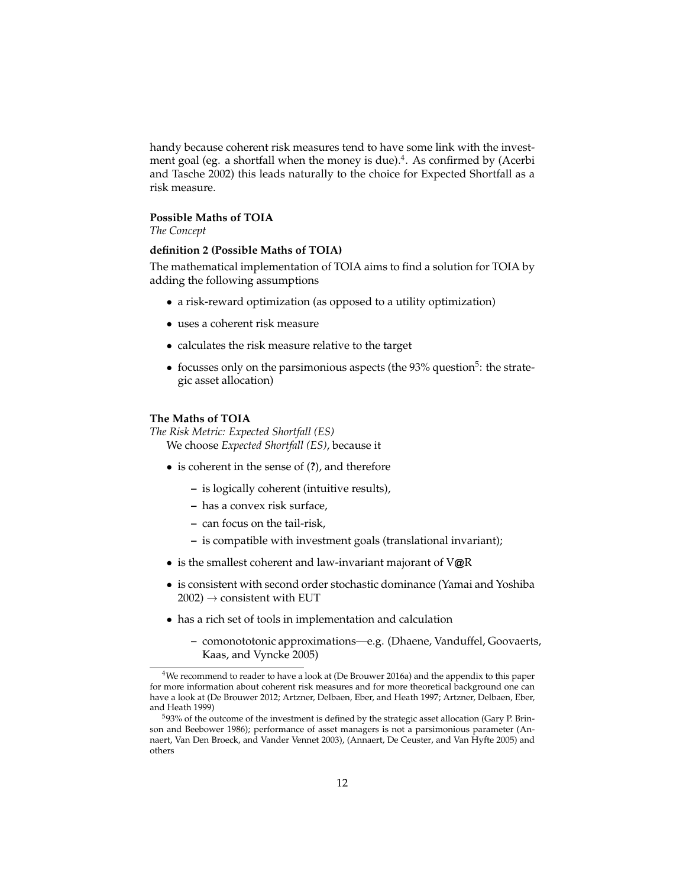handy because coherent risk measures tend to have some link with the investment goal (eg. a shortfall when the money is due).[4]. As confirmed by (Acerbi and Tasche 2002) this leads naturally to the choice for Expected Shortfall as a risk measure.

**Possible Maths of TOIA**

*The Concept*

**definition 2 (Possible Maths of TOIA)**

The mathematical implementation of TOIA aims to find a solution for TOIA by adding the following assumptions

- a risk-reward optimization (as opposed to a utility optimization)
- uses a coherent risk measure
- calculates the risk measure relative to the target
- focusses only on the parsimonious aspects (the 93% question[5]: the strategic asset allocation)

**The Maths of TOIA**

*The Risk Metric: Expected Shortfall (ES)*

We choose *Expected Shortfall (ES)*, because it

- is coherent in the sense of (**?**), and therefore
  - is logically coherent (intuitive results),
  - has a convex risk surface,
  - can focus on the tail-risk,
  - is compatible with investment goals (translational invariant);
- is the smallest coherent and law-invariant majorant of V**@**R
- is consistent with second order stochastic dominance (Yamai and Yoshiba 2002) $\rightarrow$ consistent with EUT
- has a rich set of tools in implementation and calculation
  - comonototonic approximations—e.g. (Dhaene, Vanduffel, Goovaerts, Kaas, and Vyncke 2005)

[4] We recommend to reader to have a look at (De Brouwer 2016a) and the appendix to this paper for more information about coherent risk measures and for more theoretical background one can have a look at (De Brouwer 2012; Artzner, Delbaen, Eber, and Heath 1997; Artzner, Delbaen, Eber, and Heath 1999)

[5] 93% of the outcome of the investment is defined by the strategic asset allocation (Gary P. Brinson and Beebower 1986); performance of asset managers is not a parsimonious parameter (Annaert, Van Den Broeck, and Vander Vennet 2003), (Annaert, De Ceuster, and Van Hyfte 2005) and others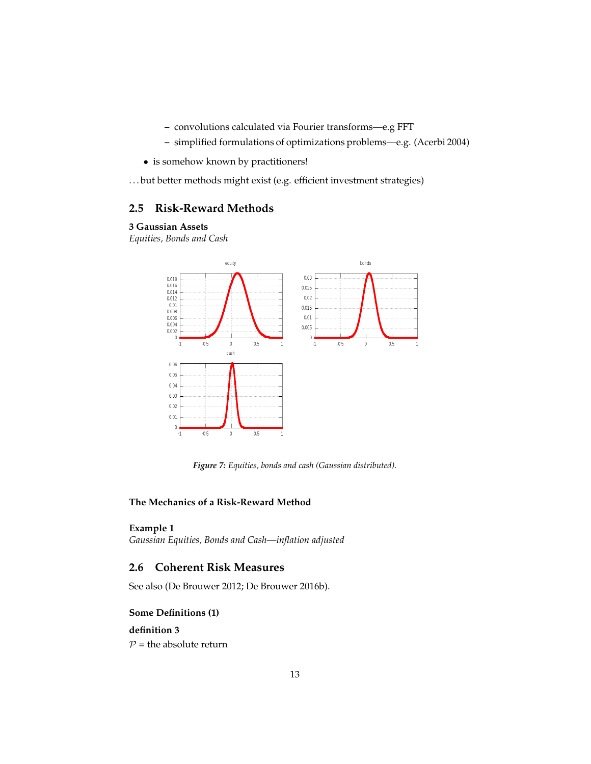- convolutions calculated via Fourier transforms—e.g FFT
  - simplified formulations of optimizations problems—e.g. (Acerbi 2004)

- is somehow known by practitioners!

. . . but better methods might exist (e.g. efficient investment strategies)

## 2.5 Risk-Reward Methods

**3 Gaussian Assets**

*Equities, Bonds and Cash*

***Figure 7:*** *Equities, bonds and cash (Gaussian distributed).*

**The Mechanics of a Risk-Reward Method**

**Example 1**

*Gaussian Equities, Bonds and Cash—inflation adjusted*

## 2.6 Coherent Risk Measures

See also (De Brouwer 2012; De Brouwer 2016b).

**Some Definitions (1)**

**definition 3**

$\mathcal{P}$ = the absolute return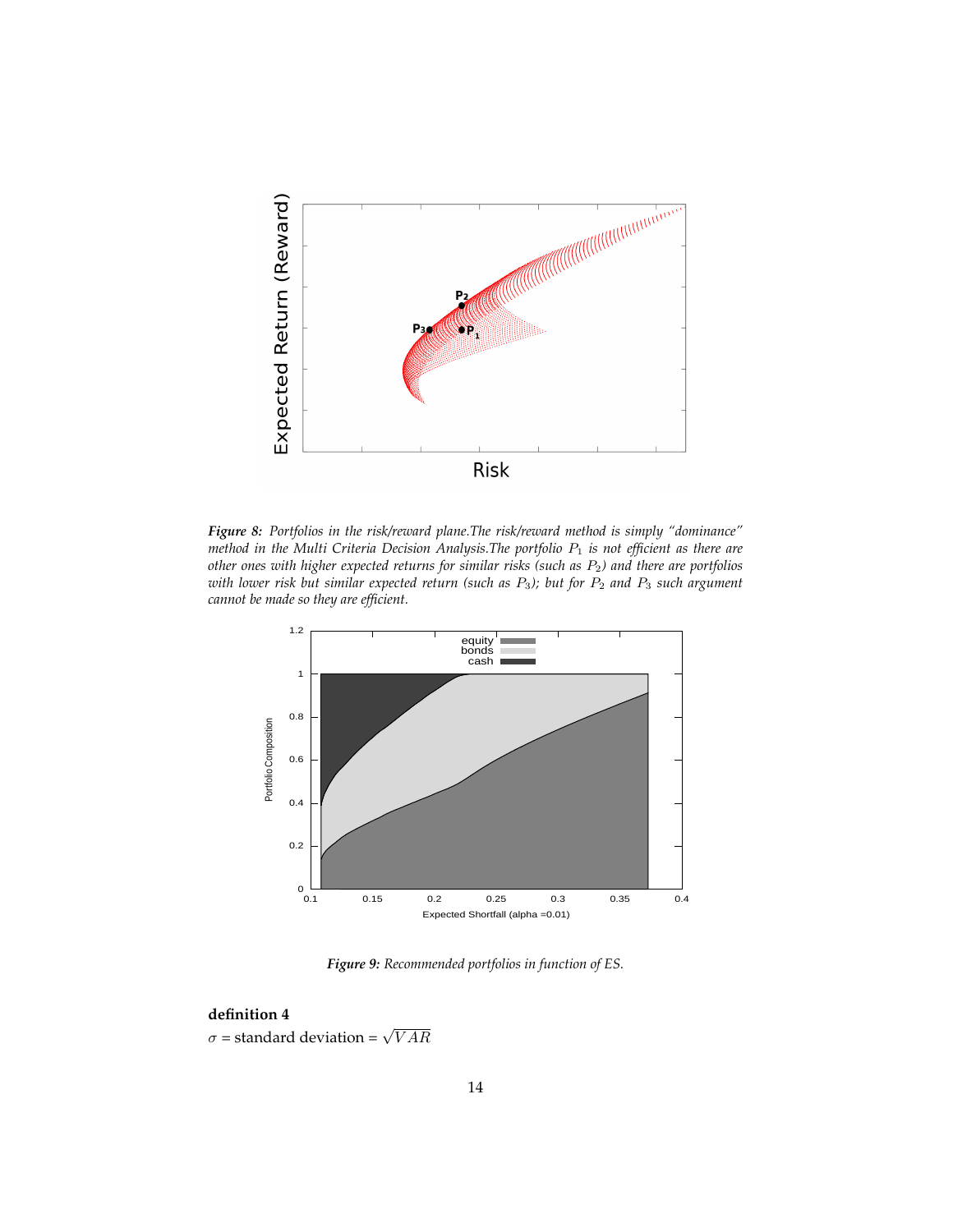*Figure 8: Portfolios in the risk/reward plane.The risk/reward method is simply "dominance" method in the Multi Criteria Decision Analysis.The portfolio $P_1$ is not efficient as there are other ones with higher expected returns for similar risks (such as $P_2$) and there are portfolios with lower risk but similar expected return (such as $P_3$); but for $P_2$ and $P_3$ such argument cannot be made so they are efficient.*

*Figure 9: Recommended portfolios in function of ES.*

**definition 4**

$\sigma$ = standard deviation = $\sqrt{VAR}$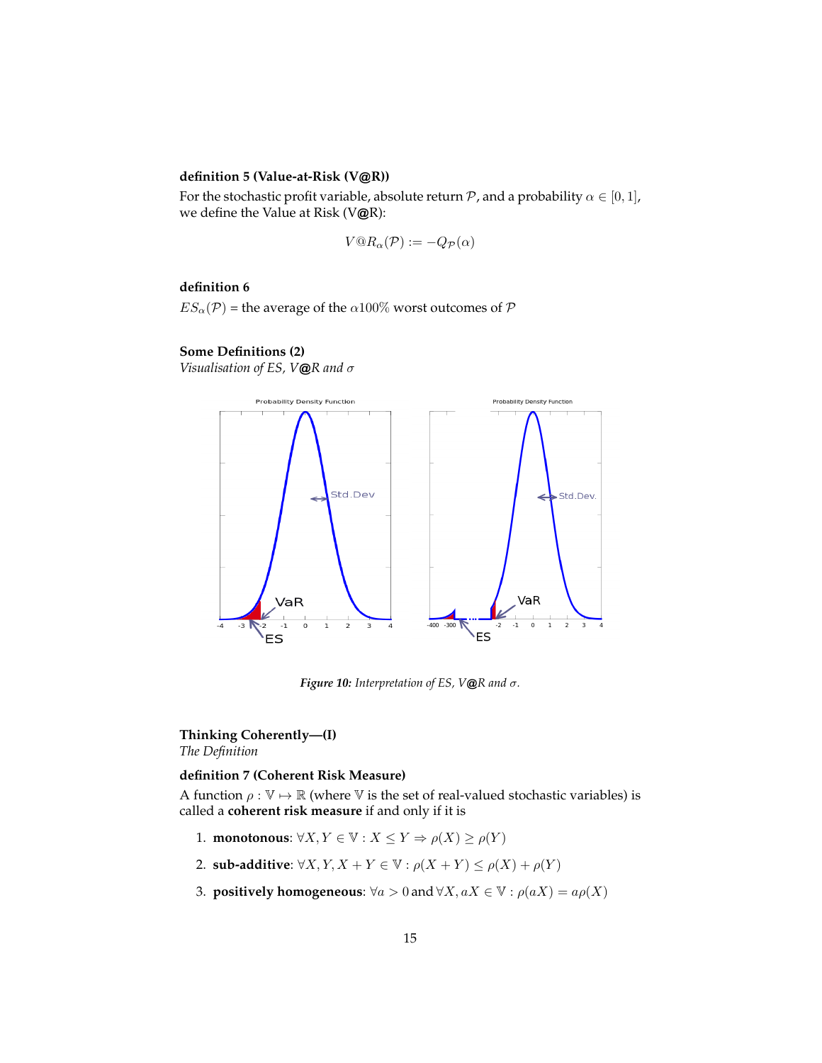**definition 5 (Value-at-Risk (V@R))**

For the stochastic profit variable, absolute return $\mathcal{P}$, and a probability $\alpha \in [0, 1]$, we define the Value at Risk (V@R):

$$V@R_\alpha(\mathcal{P}) := -Q_{\mathcal{P}}(\alpha)$$

**definition 6**

$ES_\alpha(\mathcal{P})$ = the average of the $\alpha 100\%$ worst outcomes of $\mathcal{P}$

**Some Definitions (2)**

*Visualisation of ES, V@R and $\sigma$*

***Figure 10:*** *Interpretation of ES, V@R and $\sigma$.*

**Thinking Coherently—(I)**

*The Definition*

**definition 7 (Coherent Risk Measure)**

A function $\rho : \mathbb{V} \mapsto \mathbb{R}$ (where $\mathbb{V}$ is the set of real-valued stochastic variables) is called a **coherent risk measure** if and only if it is

1. **monotonous**: $\forall X, Y \in \mathbb{V} : X \leq Y \Rightarrow \rho(X) \geq \rho(Y)$
2. **sub-additive**: $\forall X, Y, X + Y \in \mathbb{V} : \rho(X + Y) \leq \rho(X) + \rho(Y)$
3. **positively homogeneous**: $\forall a > 0$ and $\forall X, aX \in \mathbb{V} : \rho(aX) = a\rho(X)$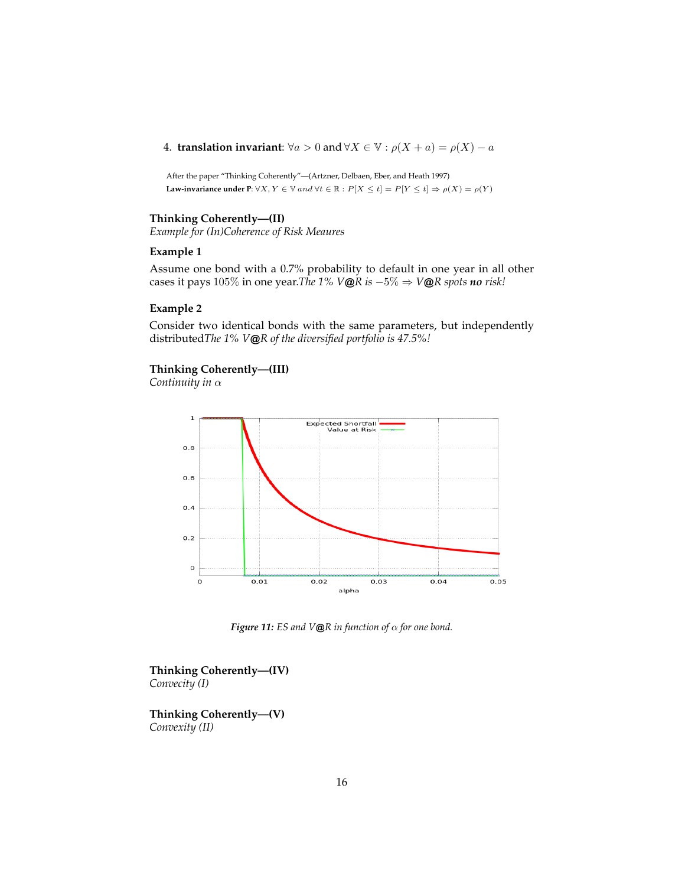4. **translation invariant**: $\forall a > 0$ and $\forall X \in \mathbb{V} : \rho(X + a) = \rho(X) - a$

After the paper “Thinking Coherently”—(Artzner, Delbaen, Eber, and Heath 1997)

**Law-invariance under P**: $\forall X, Y \in \mathbb{V}$ *and* $\forall t \in \mathbb{R} : P[X \leq t] = P[Y \leq t] \Rightarrow \rho(X) = \rho(Y)$

### Thinking Coherently—(II)

*Example for (In)Coherence of Risk Meaures*

#### Example 1

Assume one bond with a 0.7% probability to default in one year in all other cases it pays 105% in one year.*The 1% V@R is* $-5\%$ $\Rightarrow$ *V@R spots* ***no*** *risk!*

#### Example 2

Consider two identical bonds with the same parameters, but independently distributed*The 1% V@R of the diversified portfolio is 47.5%!*

### Thinking Coherently—(III)

*Continuity in* $\alpha$

***Figure 11:*** *ES and V@R in function of* $\alpha$ *for one bond.*

### Thinking Coherently—(IV)

*Convecity (I)*

### Thinking Coherently—(V)

*Convexity (II)*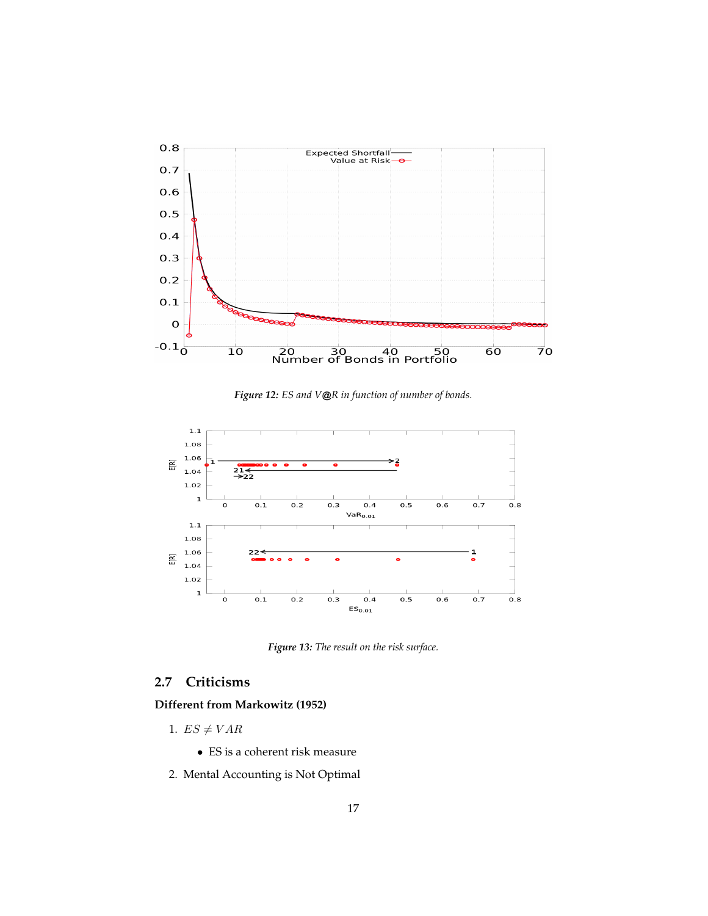*Figure 12: ES and V@R in function of number of bonds.*

*Figure 13: The result on the risk surface.*

## 2.7 Criticisms

**Different from Markowitz (1952)**

1. $ES \neq VAR$
   - ES is a coherent risk measure
2. Mental Accounting is Not Optimal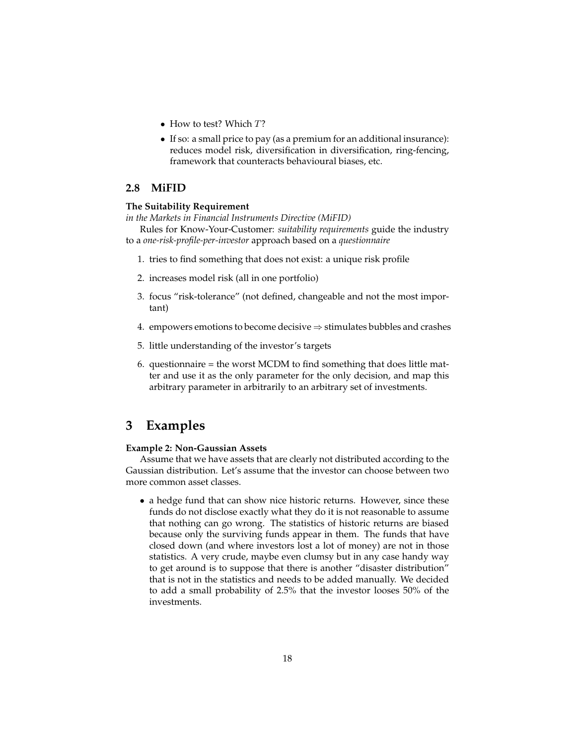- How to test? Which $T$?
- If so: a small price to pay (as a premium for an additional insurance): reduces model risk, diversification in diversification, ring-fencing, framework that counteracts behavioural biases, etc.

### 2.8 MiFID

**The Suitability Requirement**

*in the Markets in Financial Instruments Directive (MiFID)*

Rules for Know-Your-Customer: *suitability requirements* guide the industry to a *one-risk-profile-per-investor* approach based on a *questionnaire*

1. tries to find something that does not exist: a unique risk profile
2. increases model risk (all in one portfolio)
3. focus "risk-tolerance" (not defined, changeable and not the most important)
4. empowers emotions to become decisive $\Rightarrow$ stimulates bubbles and crashes
5. little understanding of the investor's targets
6. questionnaire = the worst MCDM to find something that does little matter and use it as the only parameter for the only decision, and map this arbitrary parameter in arbitrarily to an arbitrary set of investments.

## 3 Examples

**Example 2: Non-Gaussian Assets**

Assume that we have assets that are clearly not distributed according to the Gaussian distribution. Let's assume that the investor can choose between two more common asset classes.

- a hedge fund that can show nice historic returns. However, since these funds do not disclose exactly what they do it is not reasonable to assume that nothing can go wrong. The statistics of historic returns are biased because only the surviving funds appear in them. The funds that have closed down (and where investors lost a lot of money) are not in those statistics. A very crude, maybe even clumsy but in any case handy way to get around is to suppose that there is another "disaster distribution" that is not in the statistics and needs to be added manually. We decided to add a small probability of 2.5% that the investor looses 50% of the investments.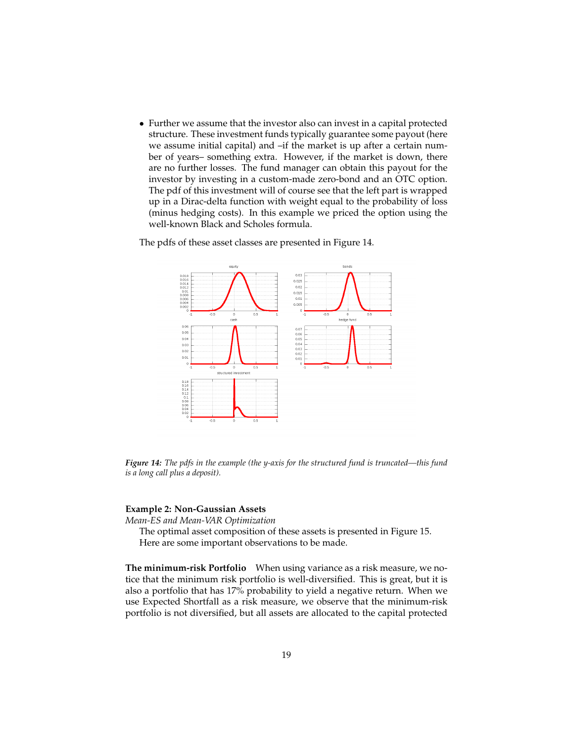- Further we assume that the investor also can invest in a capital protected structure. These investment funds typically guarantee some payout (here we assume initial capital) and –if the market is up after a certain number of years– something extra. However, if the market is down, there are no further losses. The fund manager can obtain this payout for the investor by investing in a custom-made zero-bond and an OTC option. The pdf of this investment will of course see that the left part is wrapped up in a Dirac-delta function with weight equal to the probability of loss (minus hedging costs). In this example we priced the option using the well-known Black and Scholes formula.

The pdfs of these asset classes are presented in Figure 14.

*Figure 14: The pdfs in the example (the y-axis for the structured fund is truncated—this fund is a long call plus a deposit).*

**Example 2: Non-Gaussian Assets**

*Mean-ES and Mean-VAR Optimization*

The optimal asset composition of these assets is presented in Figure 15. Here are some important observations to be made.

**The minimum-risk Portfolio** When using variance as a risk measure, we notice that the minimum risk portfolio is well-diversified. This is great, but it is also a portfolio that has 17% probability to yield a negative return. When we use Expected Shortfall as a risk measure, we observe that the minimum-risk portfolio is not diversified, but all assets are allocated to the capital protected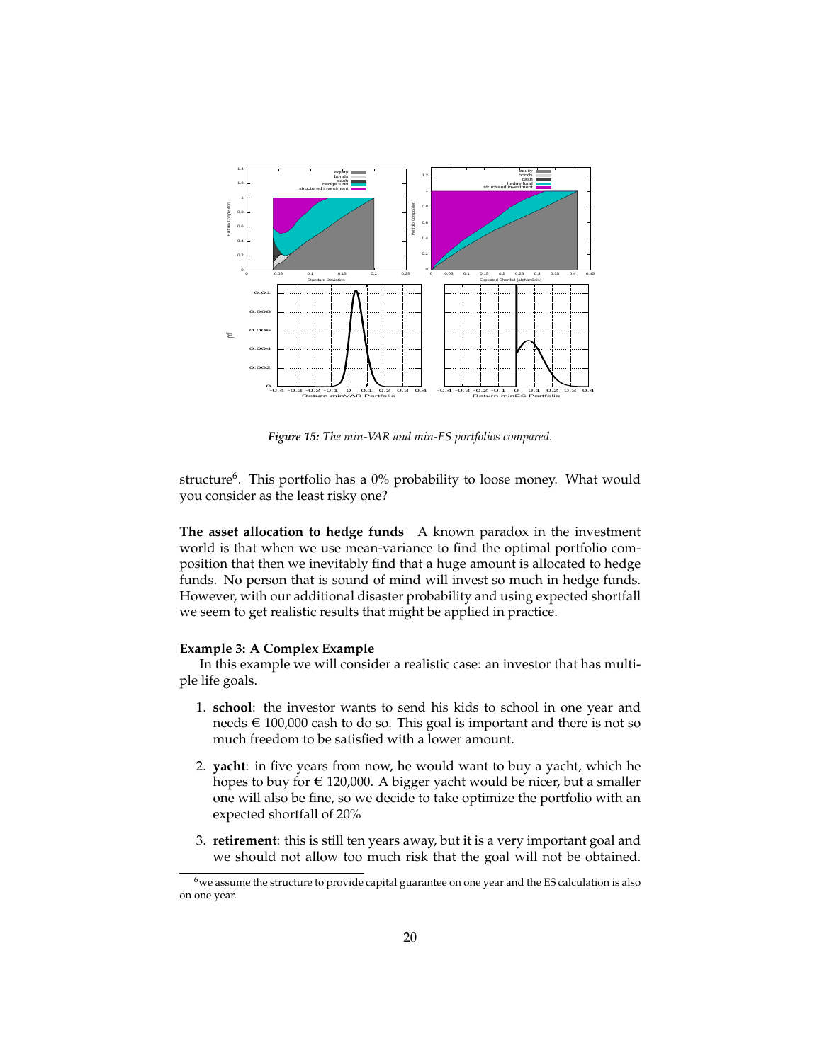*Figure 15: The min-VAR and min-ES portfolios compared.*

structure[6]. This portfolio has a 0% probability to loose money. What would you consider as the least risky one?

**The asset allocation to hedge funds** A known paradox in the investment world is that when we use mean-variance to find the optimal portfolio composition that then we inevitably find that a huge amount is allocated to hedge funds. No person that is sound of mind will invest so much in hedge funds. However, with our additional disaster probability and using expected shortfall we seem to get realistic results that might be applied in practice.

**Example 3: A Complex Example**

In this example we will consider a realistic case: an investor that has multiple life goals.

1. **school**: the investor wants to send his kids to school in one year and needs € 100,000 cash to do so. This goal is important and there is not so much freedom to be satisfied with a lower amount.
2. **yacht**: in five years from now, he would want to buy a yacht, which he hopes to buy for € 120,000. A bigger yacht would be nicer, but a smaller one will also be fine, so we decide to take optimize the portfolio with an expected shortfall of 20%
3. **retirement**: this is still ten years away, but it is a very important goal and we should not allow too much risk that the goal will not be obtained.

[6] we assume the structure to provide capital guarantee on one year and the ES calculation is also on one year.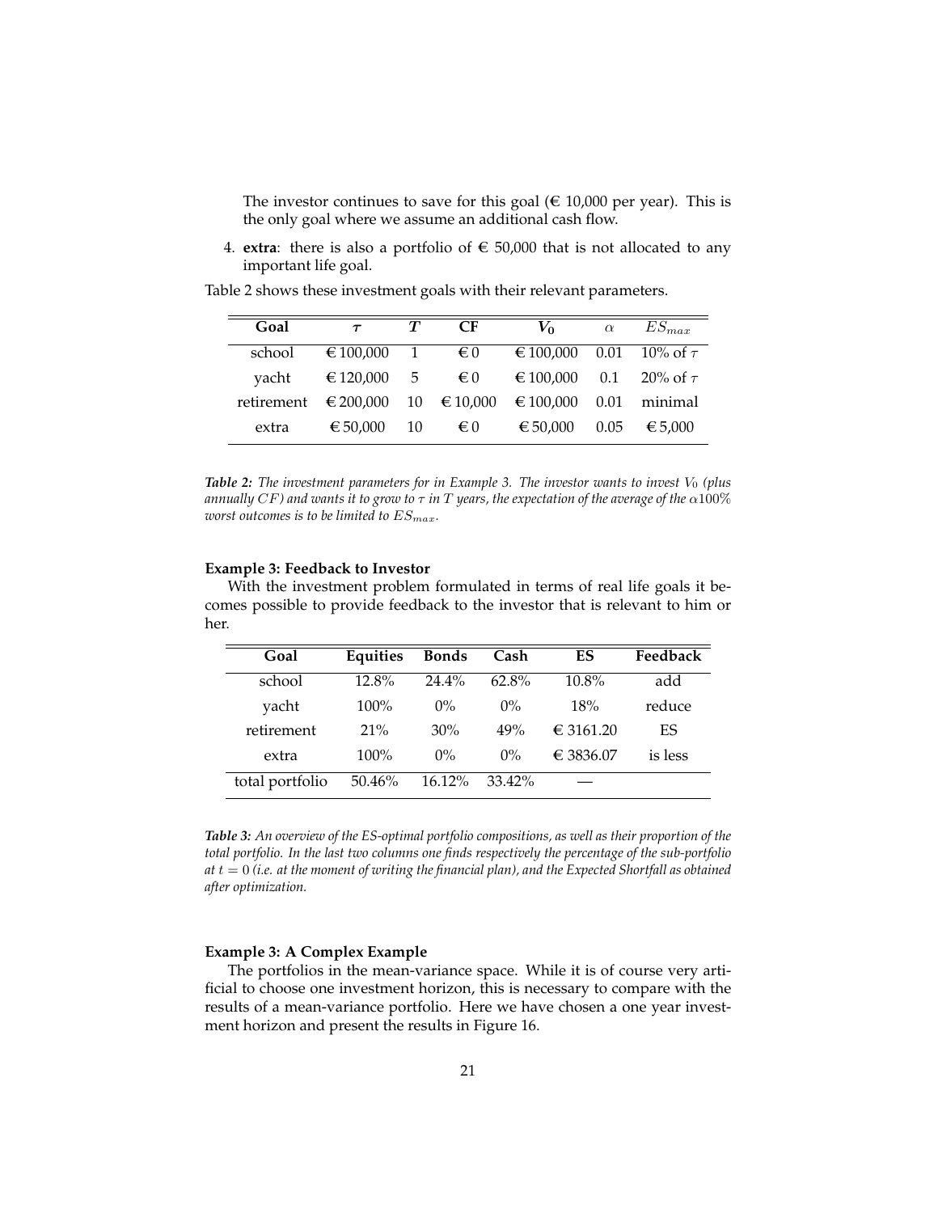The investor continues to save for this goal (€ 10,000 per year). This is the only goal where we assume an additional cash flow.

4. **extra**: there is also a portfolio of € 50,000 that is not allocated to any important life goal.

Table 2 shows these investment goals with their relevant parameters.

| Goal | $\tau$ | $T$ | CF | $V_0$ | $\alpha$ | $ES_{max}$ |
|---|---|---|---|---|---|---|
| school | € 100,000 | 1 | € 0 | € 100,000 | 0.01 | 10% of $\tau$ |
| yacht | € 120,000 | 5 | € 0 | € 100,000 | 0.1 | 20% of $\tau$ |
| retirement | € 200,000 | 10 | € 10,000 | € 100,000 | 0.01 | minimal |
| extra | € 50,000 | 10 | € 0 | € 50,000 | 0.05 | € 5,000 |

***Table 2:*** *The investment parameters for in Example 3. The investor wants to invest $V_0$ (plus annually $CF$) and wants it to grow to $\tau$ in $T$ years, the expectation of the average of the $\alpha 100\%$ worst outcomes is to be limited to $ES_{max}$.*

**Example 3: Feedback to Investor**

With the investment problem formulated in terms of real life goals it becomes possible to provide feedback to the investor that is relevant to him or her.

| Goal | Equities | Bonds | Cash | ES | Feedback |
|---|---|---|---|---|---|
| school | 12.8% | 24.4% | 62.8% | 10.8% | add |
| yacht | 100% | 0% | 0% | 18% | reduce |
| retirement | 21% | 30% | 49% | € 3161.20 | ES |
| extra | 100% | 0% | 0% | € 3836.07 | is less |
| total portfolio | 50.46% | 16.12% | 33.42% | — | |

***Table 3:*** *An overview of the ES-optimal portfolio compositions, as well as their proportion of the total portfolio. In the last two columns one finds respectively the percentage of the sub-portfolio at $t = 0$ (i.e. at the moment of writing the financial plan), and the Expected Shortfall as obtained after optimization.*

**Example 3: A Complex Example**

The portfolios in the mean-variance space. While it is of course very artificial to choose one investment horizon, this is necessary to compare with the results of a mean-variance portfolio. Here we have chosen a one year investment horizon and present the results in Figure 16.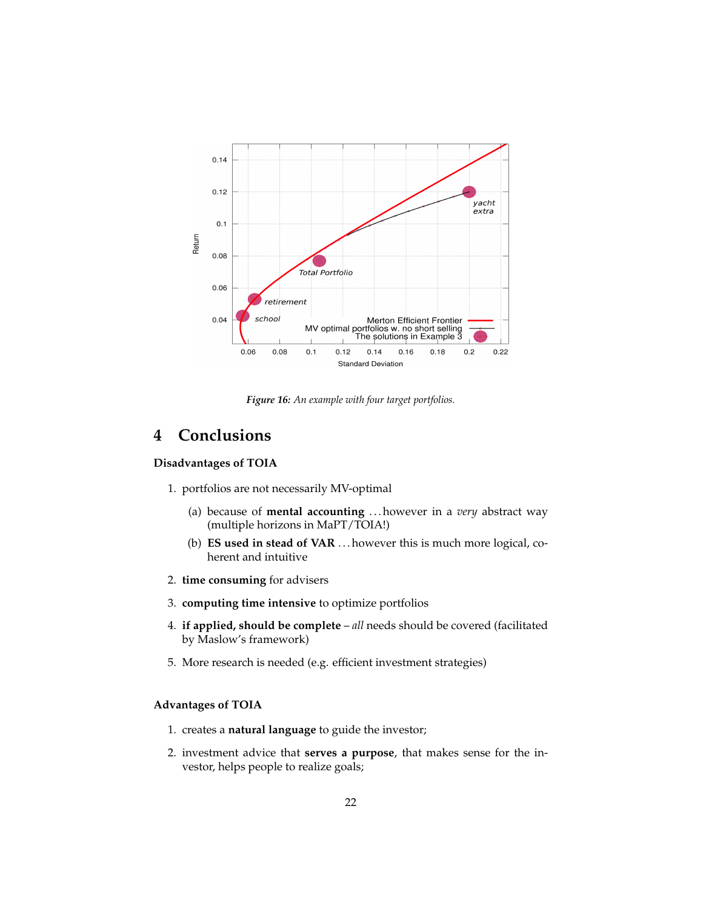*Figure 16: An example with four target portfolios.*

# 4 Conclusions

### Disadvantages of TOIA

1. portfolios are not necessarily MV-optimal
   (a) because of **mental accounting** ...however in a *very* abstract way (multiple horizons in MaPT/TOIA!)
   (b) **ES used in stead of VAR** ...however this is much more logical, coherent and intuitive
2. **time consuming** for advisers
3. **computing time intensive** to optimize portfolios
4. **if applied, should be complete** – *all* needs should be covered (facilitated by Maslow's framework)
5. More research is needed (e.g. efficient investment strategies)

### Advantages of TOIA

1. creates a **natural language** to guide the investor;
2. investment advice that **serves a purpose**, that makes sense for the investor, helps people to realize goals;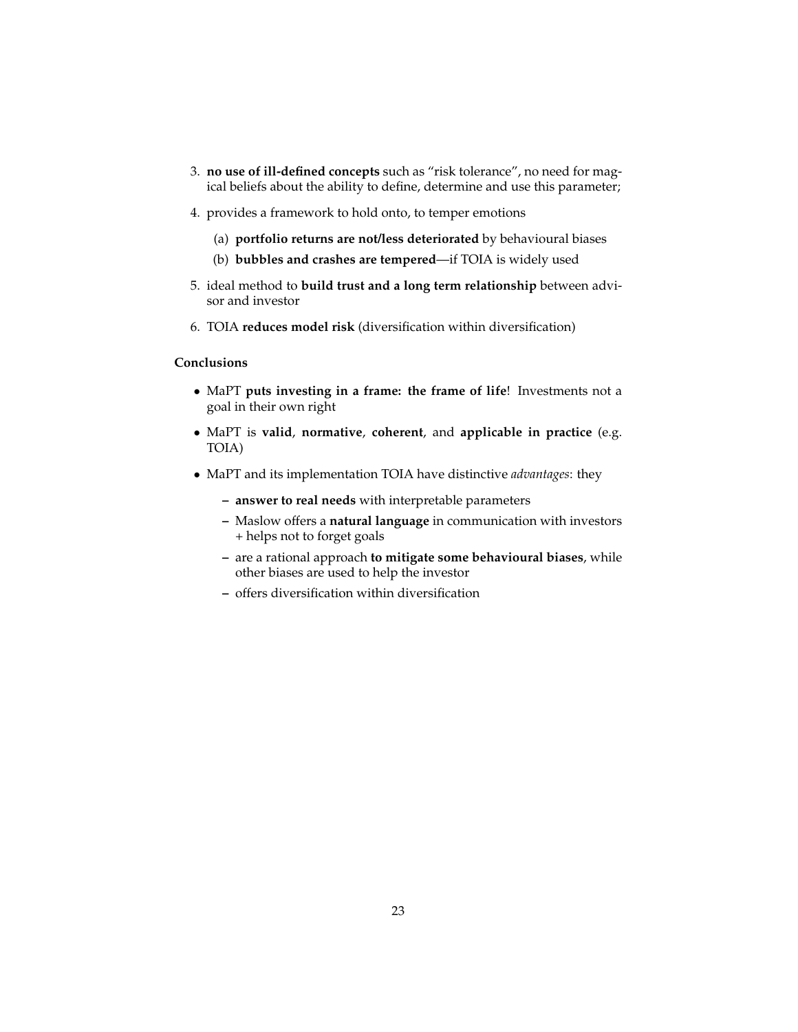3. **no use of ill-defined concepts** such as "risk tolerance", no need for magical beliefs about the ability to define, determine and use this parameter;
4. provides a framework to hold onto, to temper emotions
   (a) **portfolio returns are not/less deteriorated** by behavioural biases
   (b) **bubbles and crashes are tempered**—if TOIA is widely used
5. ideal method to **build trust and a long term relationship** between advisor and investor
6. TOIA **reduces model risk** (diversification within diversification)

**Conclusions**

- MaPT **puts investing in a frame: the frame of life**! Investments not a goal in their own right
- MaPT is **valid**, **normative**, **coherent**, and **applicable in practice** (e.g. TOIA)
- MaPT and its implementation TOIA have distinctive *advantages*: they
  - **answer to real needs** with interpretable parameters
  - Maslow offers a **natural language** in communication with investors + helps not to forget goals
  - are a rational approach **to mitigate some behavioural biases**, while other biases are used to help the investor
  - offers diversification within diversification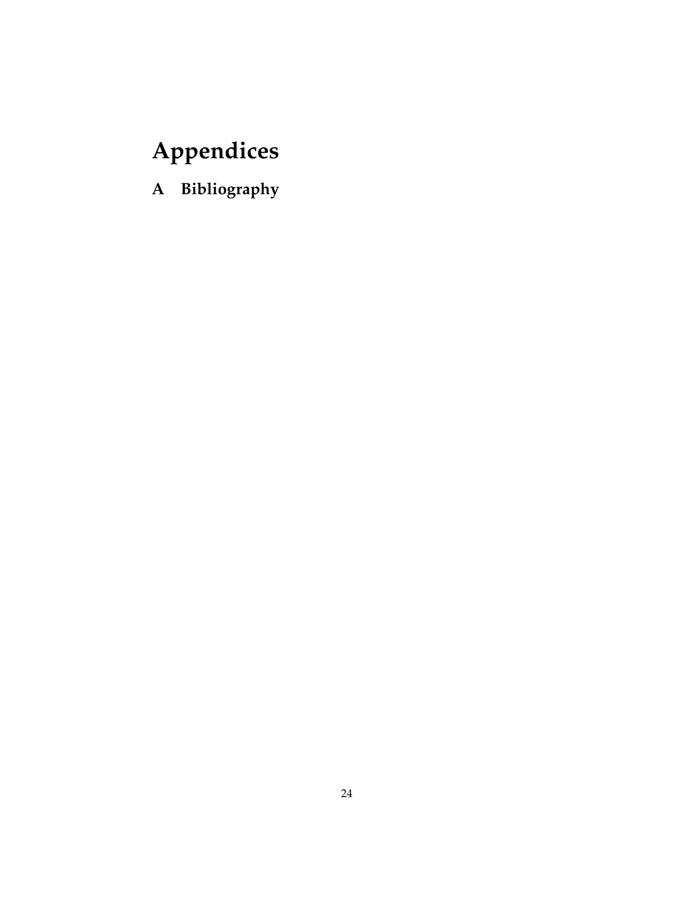# Appendices

## A Bibliography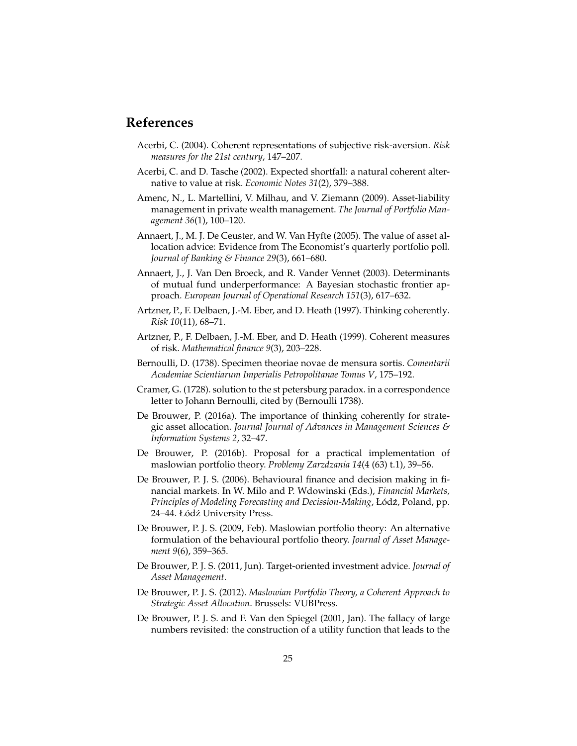## References

Acerbi, C. (2004). Coherent representations of subjective risk-aversion. *Risk measures for the 21st century*, 147–207.

Acerbi, C. and D. Tasche (2002). Expected shortfall: a natural coherent alternative to value at risk. *Economic Notes 31*(2), 379–388.

Amenc, N., L. Martellini, V. Milhau, and V. Ziemann (2009). Asset-liability management in private wealth management. *The Journal of Portfolio Management 36*(1), 100–120.

Annaert, J., M. J. De Ceuster, and W. Van Hyfte (2005). The value of asset allocation advice: Evidence from The Economist's quarterly portfolio poll. *Journal of Banking & Finance 29*(3), 661–680.

Annaert, J., J. Van Den Broeck, and R. Vander Vennet (2003). Determinants of mutual fund underperformance: A Bayesian stochastic frontier approach. *European Journal of Operational Research 151*(3), 617–632.

Artzner, P., F. Delbaen, J.-M. Eber, and D. Heath (1997). Thinking coherently. *Risk 10*(11), 68–71.

Artzner, P., F. Delbaen, J.-M. Eber, and D. Heath (1999). Coherent measures of risk. *Mathematical finance 9*(3), 203–228.

Bernoulli, D. (1738). Specimen theoriae novae de mensura sortis. *Comentarii Academiae Scientiarum Imperialis Petropolitanae Tomus V*, 175–192.

Cramer, G. (1728). solution to the st petersburg paradox. in a correspondence letter to Johann Bernoulli, cited by (Bernoulli 1738).

De Brouwer, P. (2016a). The importance of thinking coherently for strategic asset allocation. *Journal Journal of Advances in Management Sciences & Information Systems 2*, 32–47.

De Brouwer, P. (2016b). Proposal for a practical implementation of maslowian portfolio theory. *Problemy Zarzdzania 14*(4 (63) t.1), 39–56.

De Brouwer, P. J. S. (2006). Behavioural finance and decision making in financial markets. In W. Milo and P. Wdowinski (Eds.), *Financial Markets, Principles of Modeling Forecasting and Decission-Making*, Łódź, Poland, pp. 24–44. Łódź University Press.

De Brouwer, P. J. S. (2009, Feb). Maslowian portfolio theory: An alternative formulation of the behavioural portfolio theory. *Journal of Asset Management 9*(6), 359–365.

De Brouwer, P. J. S. (2011, Jun). Target-oriented investment advice. *Journal of Asset Management*.

De Brouwer, P. J. S. (2012). *Maslowian Portfolio Theory, a Coherent Approach to Strategic Asset Allocation*. Brussels: VUBPress.

De Brouwer, P. J. S. and F. Van den Spiegel (2001, Jan). The fallacy of large numbers revisited: the construction of a utility function that leads to the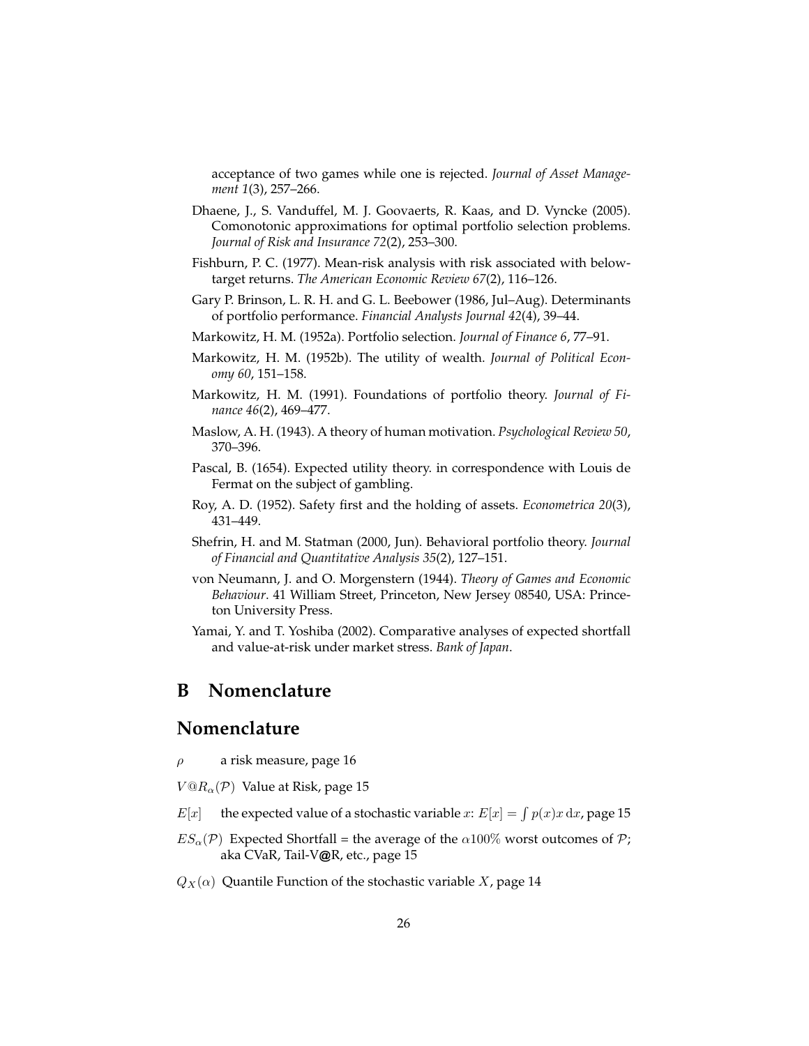acceptance of two games while one is rejected. *Journal of Asset Management 1*(3), 257–266.

Dhaene, J., S. Vanduffel, M. J. Goovaerts, R. Kaas, and D. Vyncke (2005). Comonotonic approximations for optimal portfolio selection problems. *Journal of Risk and Insurance 72*(2), 253–300.

Fishburn, P. C. (1977). Mean-risk analysis with risk associated with below-target returns. *The American Economic Review 67*(2), 116–126.

Gary P. Brinson, L. R. H. and G. L. Beebower (1986, Jul–Aug). Determinants of portfolio performance. *Financial Analysts Journal 42*(4), 39–44.

Markowitz, H. M. (1952a). Portfolio selection. *Journal of Finance 6*, 77–91.

Markowitz, H. M. (1952b). The utility of wealth. *Journal of Political Economy 60*, 151–158.

Markowitz, H. M. (1991). Foundations of portfolio theory. *Journal of Finance 46*(2), 469–477.

Maslow, A. H. (1943). A theory of human motivation. *Psychological Review 50*, 370–396.

Pascal, B. (1654). Expected utility theory. in correspondence with Louis de Fermat on the subject of gambling.

Roy, A. D. (1952). Safety first and the holding of assets. *Econometrica 20*(3), 431–449.

Shefrin, H. and M. Statman (2000, Jun). Behavioral portfolio theory. *Journal of Financial and Quantitative Analysis 35*(2), 127–151.

von Neumann, J. and O. Morgenstern (1944). *Theory of Games and Economic Behaviour*. 41 William Street, Princeton, New Jersey 08540, USA: Princeton University Press.

Yamai, Y. and T. Yoshiba (2002). Comparative analyses of expected shortfall and value-at-risk under market stress. *Bank of Japan*.

# B Nomenclature

## Nomenclature

$\rho$ a risk measure, page 16

$V@R_\alpha(\mathcal{P})$ Value at Risk, page 15

$E[x]$ the expected value of a stochastic variable $x$: $E[x] = \int p(x)x\,\mathrm{d}x$, page 15

$ES_\alpha(\mathcal{P})$ Expected Shortfall = the average of the $\alpha 100\%$ worst outcomes of $\mathcal{P}$; aka CVaR, Tail-V@R, etc., page 15

$Q_X(\alpha)$ Quantile Function of the stochastic variable $X$, page 14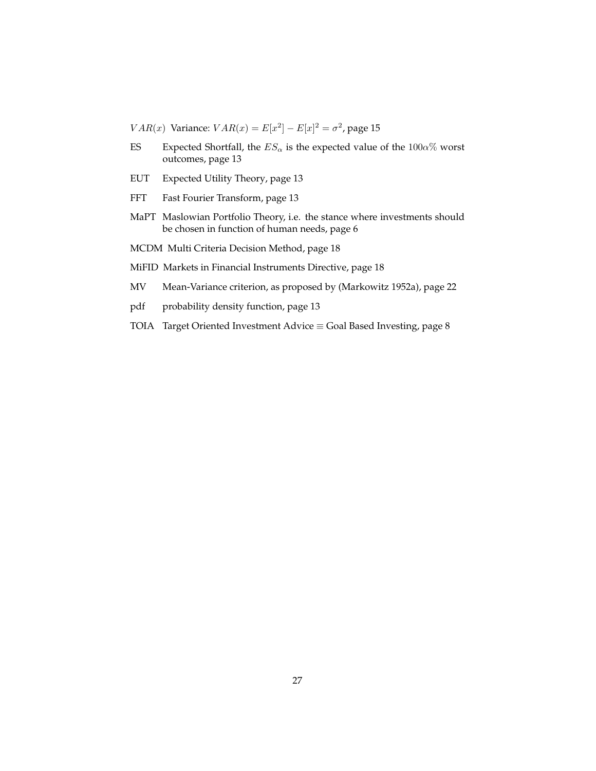$VAR(x)$ Variance: $VAR(x) = E[x^2] - E[x]^2 = \sigma^2$, page 15

ES Expected Shortfall, the $ES_\alpha$ is the expected value of the $100\alpha\%$ worst outcomes, page 13

EUT Expected Utility Theory, page 13

FFT Fast Fourier Transform, page 13

MaPT Maslowian Portfolio Theory, i.e. the stance where investments should be chosen in function of human needs, page 6

MCDM Multi Criteria Decision Method, page 18

MiFID Markets in Financial Instruments Directive, page 18

MV Mean-Variance criterion, as proposed by (Markowitz 1952a), page 22

pdf probability density function, page 13

TOIA Target Oriented Investment Advice $\equiv$ Goal Based Investing, page 8